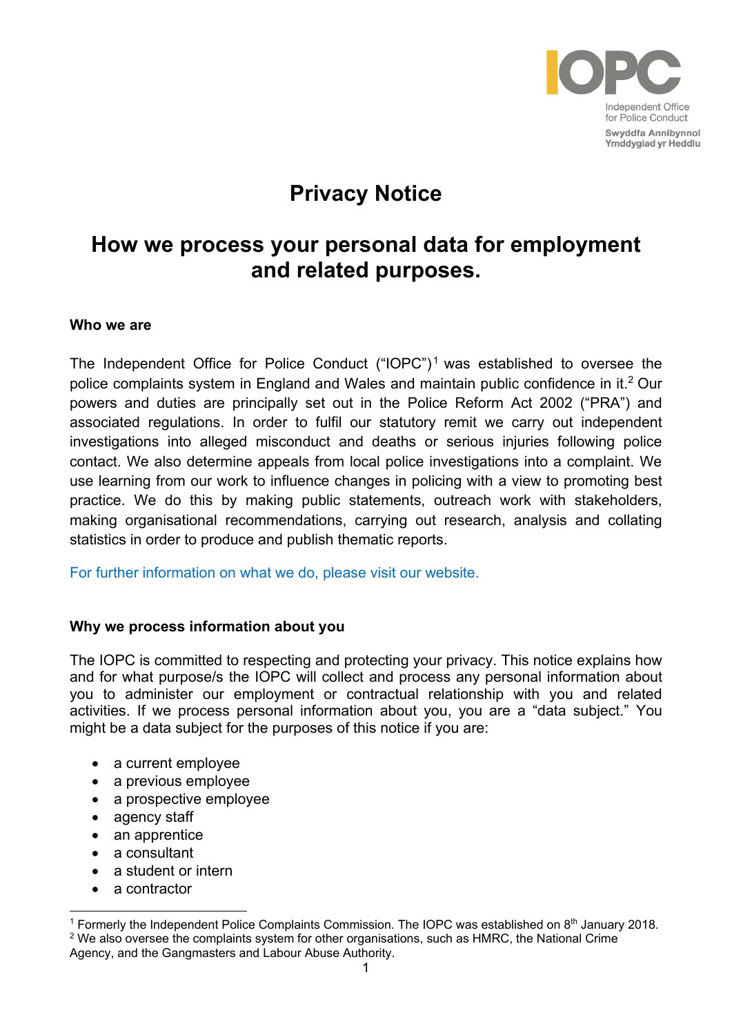# Privacy Notice

## How we process your personal data for employment and related purposes.

**Who we are**

The Independent Office for Police Conduct ("IOPC")[1] was established to oversee the police complaints system in England and Wales and maintain public confidence in it.[2] Our powers and duties are principally set out in the Police Reform Act 2002 ("PRA") and associated regulations. In order to fulfil our statutory remit we carry out independent investigations into alleged misconduct and deaths or serious injuries following police contact. We also determine appeals from local police investigations into a complaint. We use learning from our work to influence changes in policing with a view to promoting best practice. We do this by making public statements, outreach work with stakeholders, making organisational recommendations, carrying out research, analysis and collating statistics in order to produce and publish thematic reports.

For further information on what we do, please visit our website.

**Why we process information about you**

The IOPC is committed to respecting and protecting your privacy. This notice explains how and for what purpose/s the IOPC will collect and process any personal information about you to administer our employment or contractual relationship with you and related activities. If we process personal information about you, you are a "data subject." You might be a data subject for the purposes of this notice if you are:

- a current employee
- a previous employee
- a prospective employee
- agency staff
- an apprentice
- a consultant
- a student or intern
- a contractor

[1] Formerly the Independent Police Complaints Commission. The IOPC was established on 8th January 2018.

[2] We also oversee the complaints system for other organisations, such as HMRC, the National Crime Agency, and the Gangmasters and Labour Abuse Authority.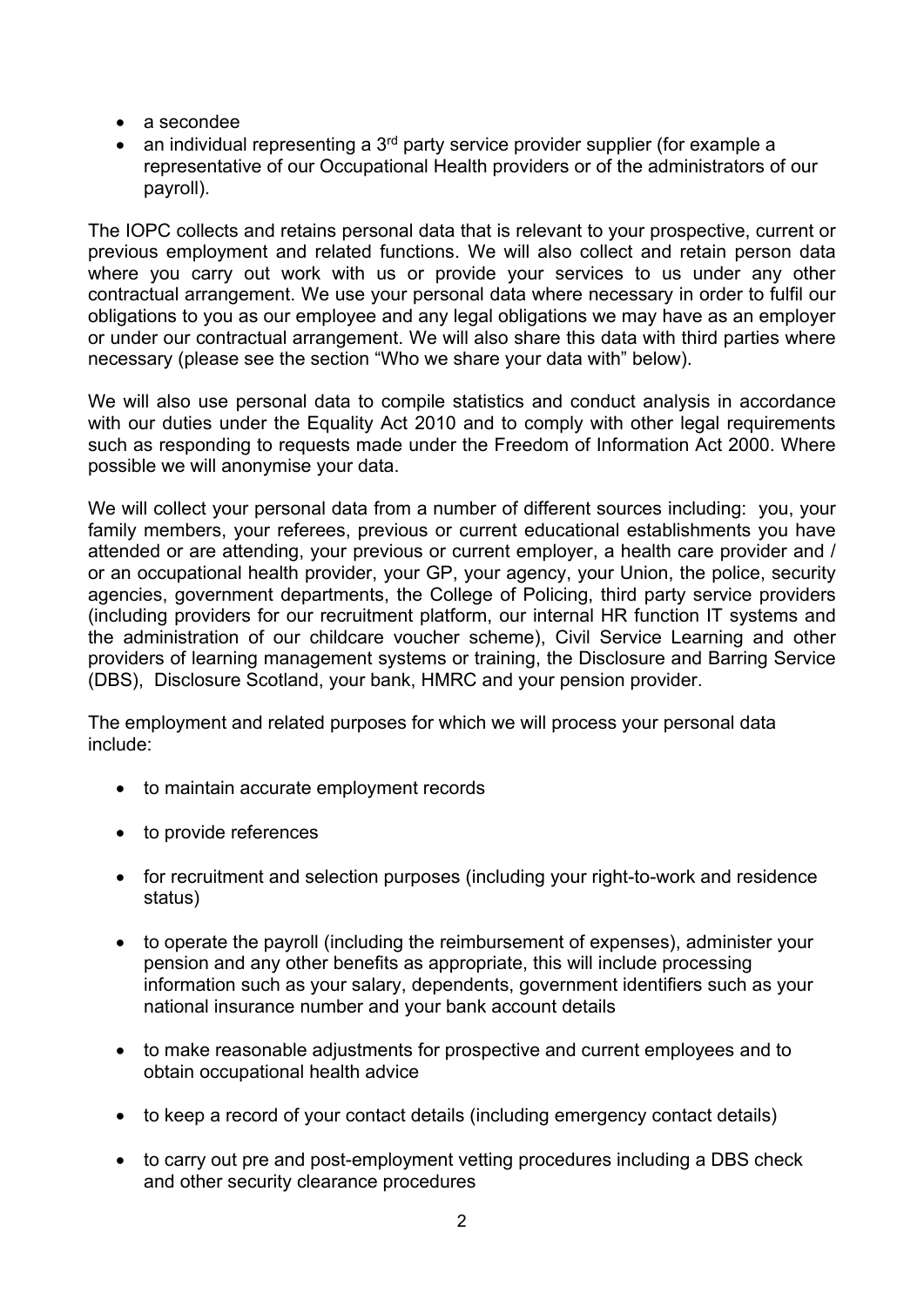- a secondee
- an individual representing a 3rd party service provider supplier (for example a representative of our Occupational Health providers or of the administrators of our payroll).

The IOPC collects and retains personal data that is relevant to your prospective, current or previous employment and related functions. We will also collect and retain person data where you carry out work with us or provide your services to us under any other contractual arrangement. We use your personal data where necessary in order to fulfil our obligations to you as our employee and any legal obligations we may have as an employer or under our contractual arrangement. We will also share this data with third parties where necessary (please see the section "Who we share your data with" below).

We will also use personal data to compile statistics and conduct analysis in accordance with our duties under the Equality Act 2010 and to comply with other legal requirements such as responding to requests made under the Freedom of Information Act 2000. Where possible we will anonymise your data.

We will collect your personal data from a number of different sources including: you, your family members, your referees, previous or current educational establishments you have attended or are attending, your previous or current employer, a health care provider and / or an occupational health provider, your GP, your agency, your Union, the police, security agencies, government departments, the College of Policing, third party service providers (including providers for our recruitment platform, our internal HR function IT systems and the administration of our childcare voucher scheme), Civil Service Learning and other providers of learning management systems or training, the Disclosure and Barring Service (DBS), Disclosure Scotland, your bank, HMRC and your pension provider.

The employment and related purposes for which we will process your personal data include:

- to maintain accurate employment records
- to provide references
- for recruitment and selection purposes (including your right-to-work and residence status)
- to operate the payroll (including the reimbursement of expenses), administer your pension and any other benefits as appropriate, this will include processing information such as your salary, dependents, government identifiers such as your national insurance number and your bank account details
- to make reasonable adjustments for prospective and current employees and to obtain occupational health advice
- to keep a record of your contact details (including emergency contact details)
- to carry out pre and post-employment vetting procedures including a DBS check and other security clearance procedures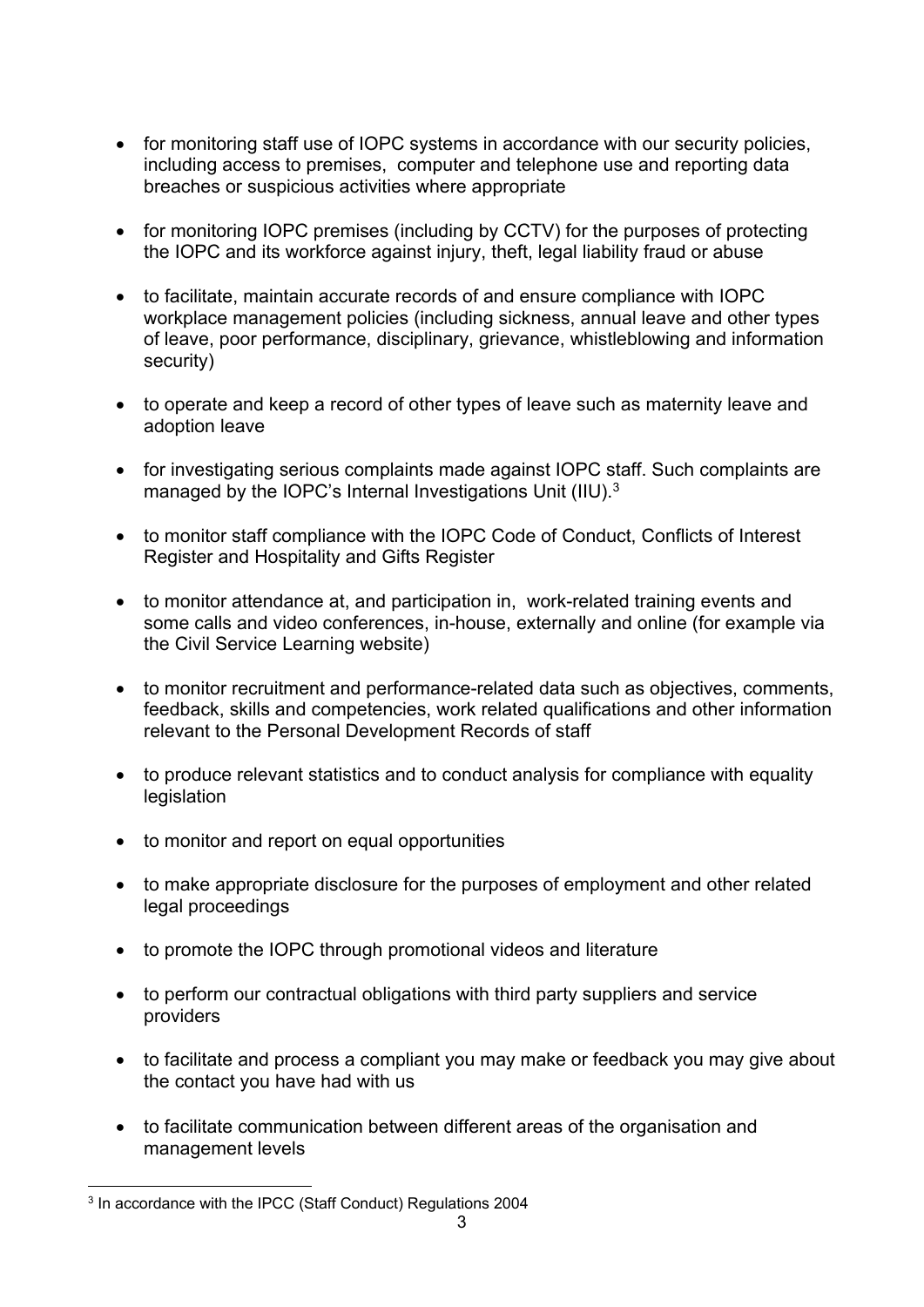- for monitoring staff use of IOPC systems in accordance with our security policies, including access to premises, computer and telephone use and reporting data breaches or suspicious activities where appropriate

- for monitoring IOPC premises (including by CCTV) for the purposes of protecting the IOPC and its workforce against injury, theft, legal liability fraud or abuse

- to facilitate, maintain accurate records of and ensure compliance with IOPC workplace management policies (including sickness, annual leave and other types of leave, poor performance, disciplinary, grievance, whistleblowing and information security)

- to operate and keep a record of other types of leave such as maternity leave and adoption leave

- for investigating serious complaints made against IOPC staff. Such complaints are managed by the IOPC's Internal Investigations Unit (IIU).[3]

- to monitor staff compliance with the IOPC Code of Conduct, Conflicts of Interest Register and Hospitality and Gifts Register

- to monitor attendance at, and participation in, work-related training events and some calls and video conferences, in-house, externally and online (for example via the Civil Service Learning website)

- to monitor recruitment and performance-related data such as objectives, comments, feedback, skills and competencies, work related qualifications and other information relevant to the Personal Development Records of staff

- to produce relevant statistics and to conduct analysis for compliance with equality legislation

- to monitor and report on equal opportunities

- to make appropriate disclosure for the purposes of employment and other related legal proceedings

- to promote the IOPC through promotional videos and literature

- to perform our contractual obligations with third party suppliers and service providers

- to facilitate and process a compliant you may make or feedback you may give about the contact you have had with us

- to facilitate communication between different areas of the organisation and management levels

[3] In accordance with the IPCC (Staff Conduct) Regulations 2004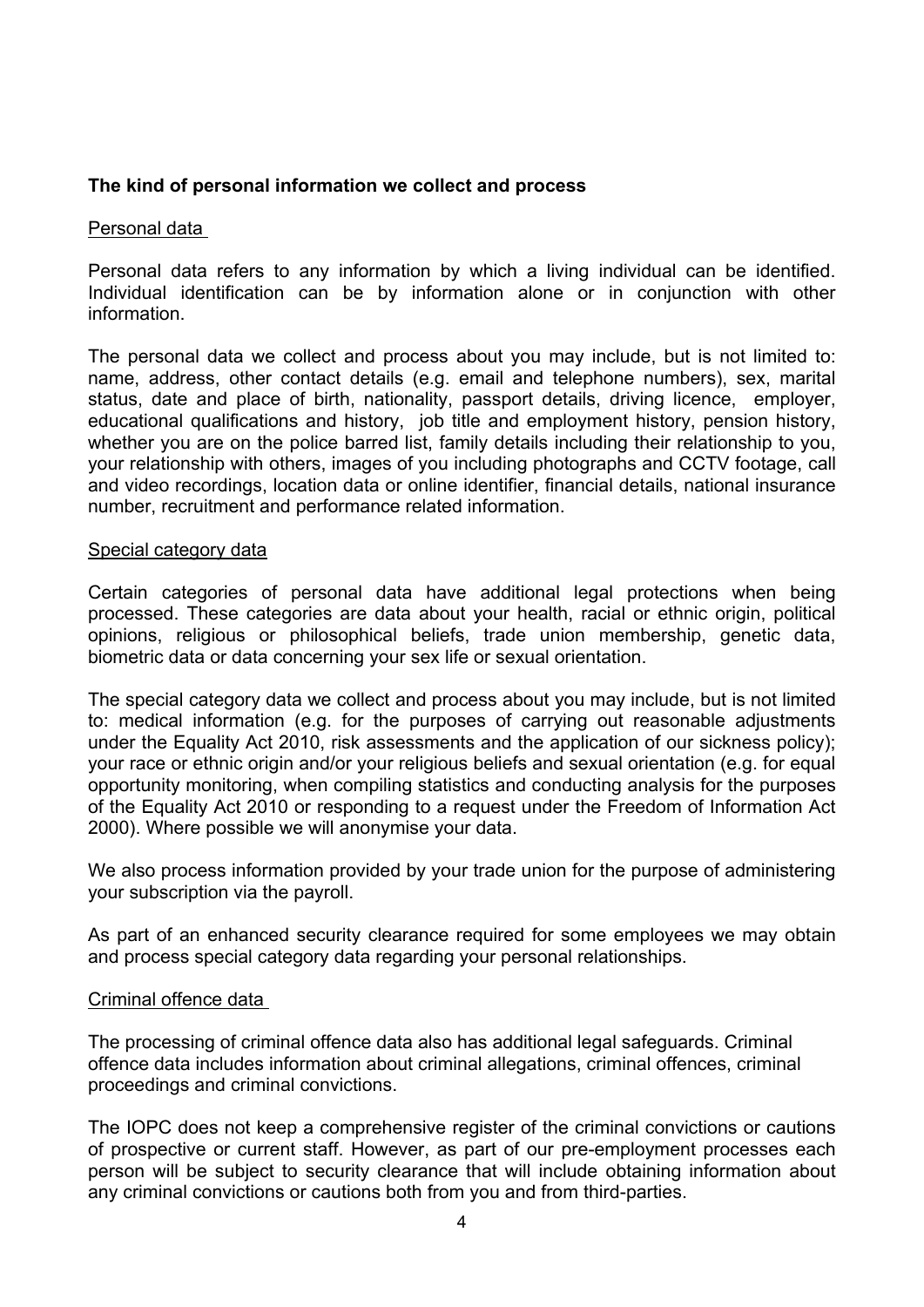**The kind of personal information we collect and process**

Personal data

Personal data refers to any information by which a living individual can be identified. Individual identification can be by information alone or in conjunction with other information.

The personal data we collect and process about you may include, but is not limited to: name, address, other contact details (e.g. email and telephone numbers), sex, marital status, date and place of birth, nationality, passport details, driving licence, employer, educational qualifications and history, job title and employment history, pension history, whether you are on the police barred list, family details including their relationship to you, your relationship with others, images of you including photographs and CCTV footage, call and video recordings, location data or online identifier, financial details, national insurance number, recruitment and performance related information.

Special category data

Certain categories of personal data have additional legal protections when being processed. These categories are data about your health, racial or ethnic origin, political opinions, religious or philosophical beliefs, trade union membership, genetic data, biometric data or data concerning your sex life or sexual orientation.

The special category data we collect and process about you may include, but is not limited to: medical information (e.g. for the purposes of carrying out reasonable adjustments under the Equality Act 2010, risk assessments and the application of our sickness policy); your race or ethnic origin and/or your religious beliefs and sexual orientation (e.g. for equal opportunity monitoring, when compiling statistics and conducting analysis for the purposes of the Equality Act 2010 or responding to a request under the Freedom of Information Act 2000). Where possible we will anonymise your data.

We also process information provided by your trade union for the purpose of administering your subscription via the payroll.

As part of an enhanced security clearance required for some employees we may obtain and process special category data regarding your personal relationships.

Criminal offence data

The processing of criminal offence data also has additional legal safeguards. Criminal offence data includes information about criminal allegations, criminal offences, criminal proceedings and criminal convictions.

The IOPC does not keep a comprehensive register of the criminal convictions or cautions of prospective or current staff. However, as part of our pre-employment processes each person will be subject to security clearance that will include obtaining information about any criminal convictions or cautions both from you and from third-parties.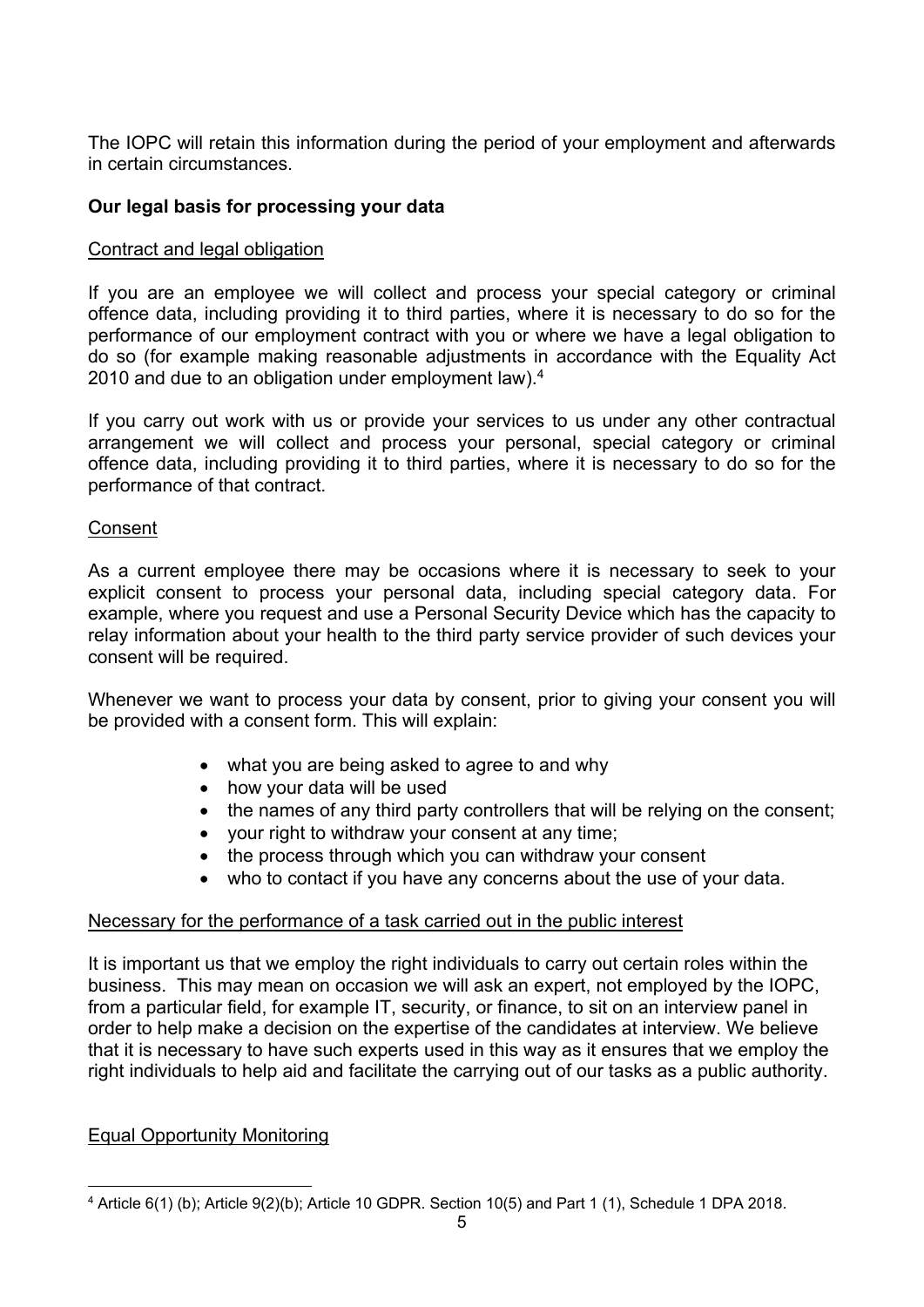The IOPC will retain this information during the period of your employment and afterwards in certain circumstances.

**Our legal basis for processing your data**

Contract and legal obligation

If you are an employee we will collect and process your special category or criminal offence data, including providing it to third parties, where it is necessary to do so for the performance of our employment contract with you or where we have a legal obligation to do so (for example making reasonable adjustments in accordance with the Equality Act 2010 and due to an obligation under employment law).[4]

If you carry out work with us or provide your services to us under any other contractual arrangement we will collect and process your personal, special category or criminal offence data, including providing it to third parties, where it is necessary to do so for the performance of that contract.

Consent

As a current employee there may be occasions where it is necessary to seek to your explicit consent to process your personal data, including special category data. For example, where you request and use a Personal Security Device which has the capacity to relay information about your health to the third party service provider of such devices your consent will be required.

Whenever we want to process your data by consent, prior to giving your consent you will be provided with a consent form. This will explain:

- what you are being asked to agree to and why
- how your data will be used
- the names of any third party controllers that will be relying on the consent;
- your right to withdraw your consent at any time;
- the process through which you can withdraw your consent
- who to contact if you have any concerns about the use of your data.

Necessary for the performance of a task carried out in the public interest

It is important us that we employ the right individuals to carry out certain roles within the business. This may mean on occasion we will ask an expert, not employed by the IOPC, from a particular field, for example IT, security, or finance, to sit on an interview panel in order to help make a decision on the expertise of the candidates at interview. We believe that it is necessary to have such experts used in this way as it ensures that we employ the right individuals to help aid and facilitate the carrying out of our tasks as a public authority.

Equal Opportunity Monitoring

[4] Article 6(1) (b); Article 9(2)(b); Article 10 GDPR. Section 10(5) and Part 1 (1), Schedule 1 DPA 2018.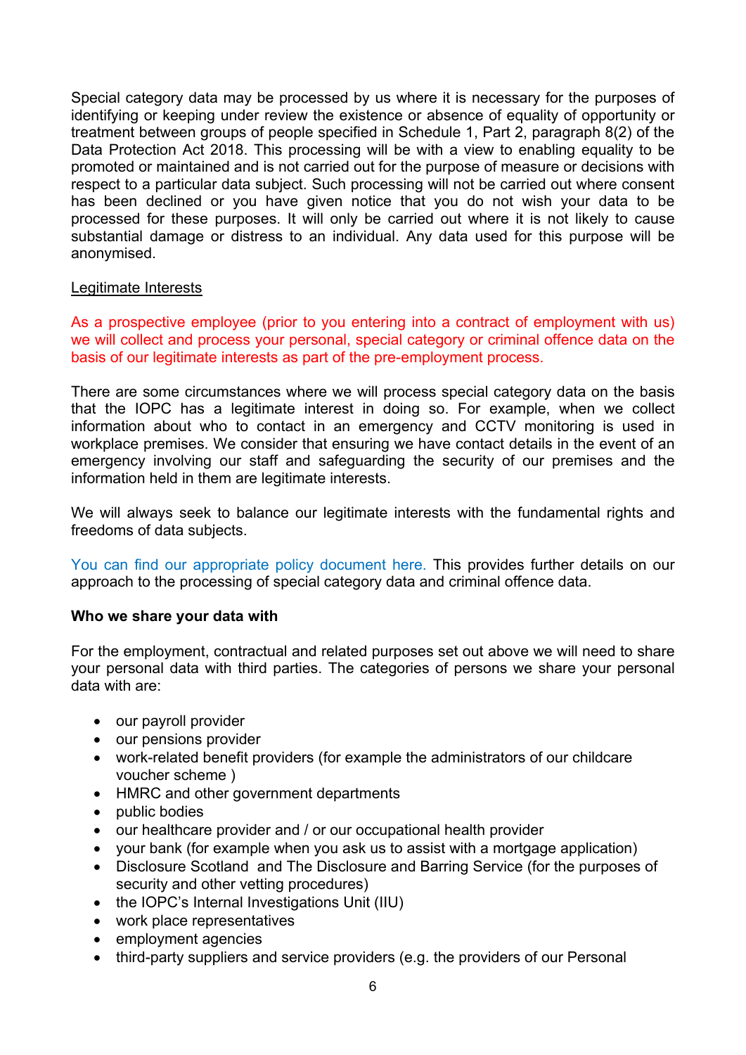Special category data may be processed by us where it is necessary for the purposes of identifying or keeping under review the existence or absence of equality of opportunity or treatment between groups of people specified in Schedule 1, Part 2, paragraph 8(2) of the Data Protection Act 2018. This processing will be with a view to enabling equality to be promoted or maintained and is not carried out for the purpose of measure or decisions with respect to a particular data subject. Such processing will not be carried out where consent has been declined or you have given notice that you do not wish your data to be processed for these purposes. It will only be carried out where it is not likely to cause substantial damage or distress to an individual. Any data used for this purpose will be anonymised.

Legitimate Interests

As a prospective employee (prior to you entering into a contract of employment with us) we will collect and process your personal, special category or criminal offence data on the basis of our legitimate interests as part of the pre-employment process.

There are some circumstances where we will process special category data on the basis that the IOPC has a legitimate interest in doing so. For example, when we collect information about who to contact in an emergency and CCTV monitoring is used in workplace premises. We consider that ensuring we have contact details in the event of an emergency involving our staff and safeguarding the security of our premises and the information held in them are legitimate interests.

We will always seek to balance our legitimate interests with the fundamental rights and freedoms of data subjects.

You can find our appropriate policy document here. This provides further details on our approach to the processing of special category data and criminal offence data.

**Who we share your data with**

For the employment, contractual and related purposes set out above we will need to share your personal data with third parties. The categories of persons we share your personal data with are:

- our payroll provider
- our pensions provider
- work-related benefit providers (for example the administrators of our childcare voucher scheme )
- HMRC and other government departments
- public bodies
- our healthcare provider and / or our occupational health provider
- your bank (for example when you ask us to assist with a mortgage application)
- Disclosure Scotland and The Disclosure and Barring Service (for the purposes of security and other vetting procedures)
- the IOPC's Internal Investigations Unit (IIU)
- work place representatives
- employment agencies
- third-party suppliers and service providers (e.g. the providers of our Personal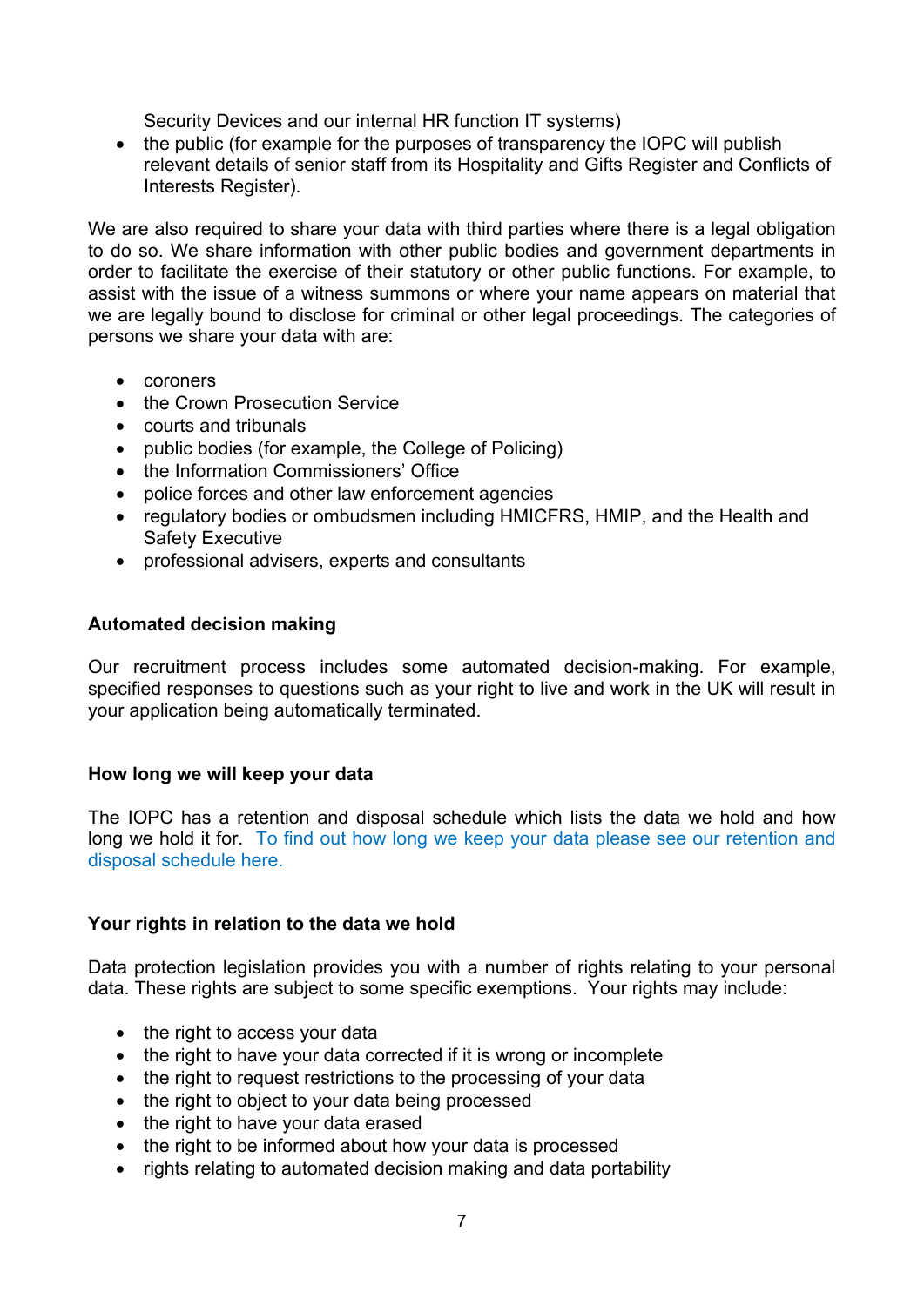Security Devices and our internal HR function IT systems)
- the public (for example for the purposes of transparency the IOPC will publish relevant details of senior staff from its Hospitality and Gifts Register and Conflicts of Interests Register).

We are also required to share your data with third parties where there is a legal obligation to do so. We share information with other public bodies and government departments in order to facilitate the exercise of their statutory or other public functions. For example, to assist with the issue of a witness summons or where your name appears on material that we are legally bound to disclose for criminal or other legal proceedings. The categories of persons we share your data with are:

- coroners
- the Crown Prosecution Service
- courts and tribunals
- public bodies (for example, the College of Policing)
- the Information Commissioners' Office
- police forces and other law enforcement agencies
- regulatory bodies or ombudsmen including HMICFRS, HMIP, and the Health and Safety Executive
- professional advisers, experts and consultants

**Automated decision making**

Our recruitment process includes some automated decision-making. For example, specified responses to questions such as your right to live and work in the UK will result in your application being automatically terminated.

**How long we will keep your data**

The IOPC has a retention and disposal schedule which lists the data we hold and how long we hold it for. To find out how long we keep your data please see our retention and disposal schedule here.

**Your rights in relation to the data we hold**

Data protection legislation provides you with a number of rights relating to your personal data. These rights are subject to some specific exemptions. Your rights may include:

- the right to access your data
- the right to have your data corrected if it is wrong or incomplete
- the right to request restrictions to the processing of your data
- the right to object to your data being processed
- the right to have your data erased
- the right to be informed about how your data is processed
- rights relating to automated decision making and data portability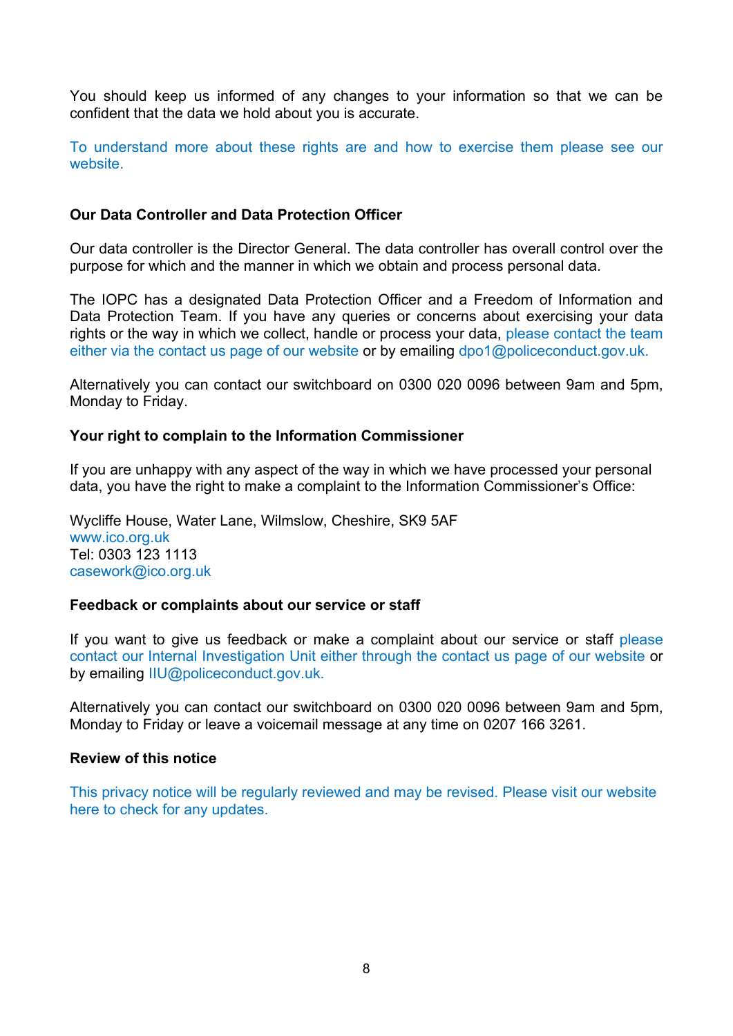You should keep us informed of any changes to your information so that we can be confident that the data we hold about you is accurate.

To understand more about these rights are and how to exercise them please see our website.

### Our Data Controller and Data Protection Officer

Our data controller is the Director General. The data controller has overall control over the purpose for which and the manner in which we obtain and process personal data.

The IOPC has a designated Data Protection Officer and a Freedom of Information and Data Protection Team. If you have any queries or concerns about exercising your data rights or the way in which we collect, handle or process your data, please contact the team either via the contact us page of our website or by emailing dpo1@policeconduct.gov.uk.

Alternatively you can contact our switchboard on 0300 020 0096 between 9am and 5pm, Monday to Friday.

### Your right to complain to the Information Commissioner

If you are unhappy with any aspect of the way in which we have processed your personal data, you have the right to make a complaint to the Information Commissioner's Office:

Wycliffe House, Water Lane, Wilmslow, Cheshire, SK9 5AF
www.ico.org.uk
Tel: 0303 123 1113
casework@ico.org.uk

### Feedback or complaints about our service or staff

If you want to give us feedback or make a complaint about our service or staff please contact our Internal Investigation Unit either through the contact us page of our website or by emailing IIU@policeconduct.gov.uk.

Alternatively you can contact our switchboard on 0300 020 0096 between 9am and 5pm, Monday to Friday or leave a voicemail message at any time on 0207 166 3261.

### Review of this notice

This privacy notice will be regularly reviewed and may be revised. Please visit our website here to check for any updates.